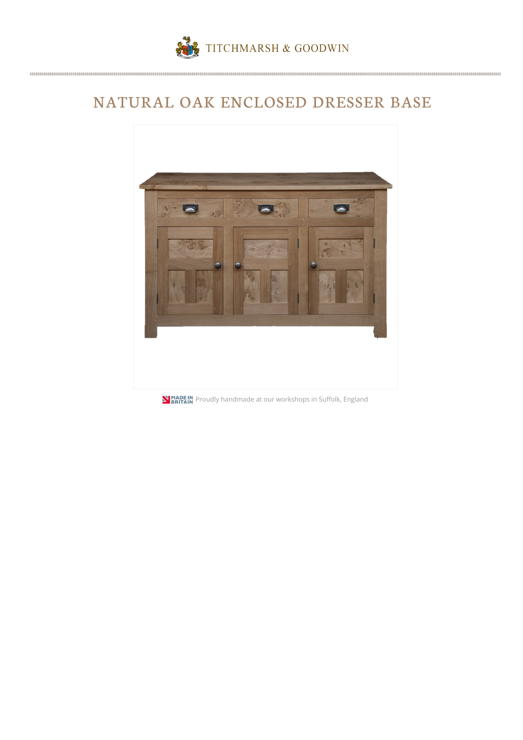TITCHMARSH & GOODWIN

# NATURAL OAK ENCLOSED DRESSER BASE

MADE IN BRITAIN Proudly handmade at our workshops in Suffolk, England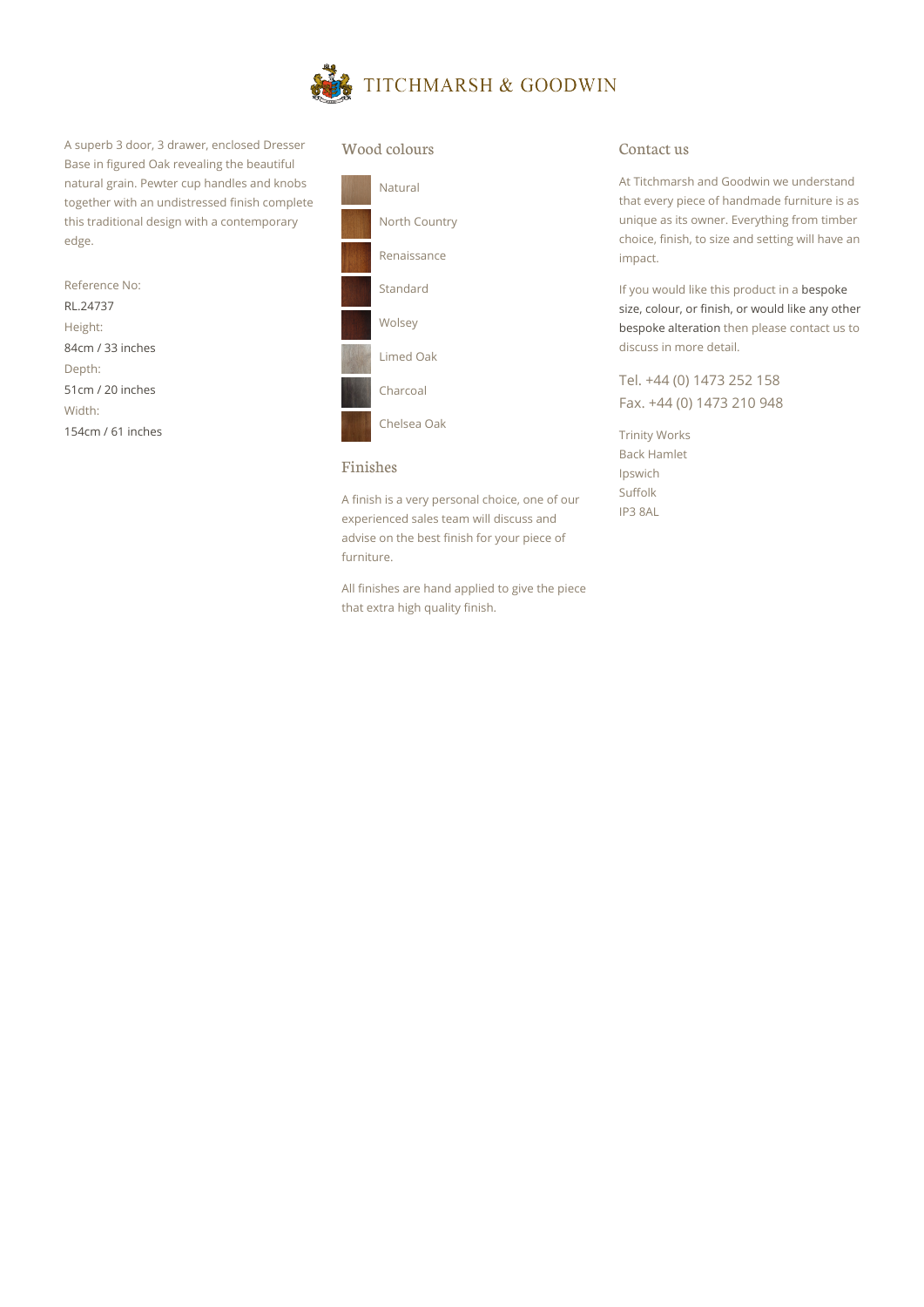TITCHMARSH & GOODWIN

A superb 3 door, 3 drawer, enclosed Dresser Base in figured Oak revealing the beautiful natural grain. Pewter cup handles and knobs together with an undistressed finish complete this traditional design with a contemporary edge.

Reference No:
RL.24737
Height:
84cm / 33 inches
Depth:
51cm / 20 inches
Width:
154cm / 61 inches

## Wood colours

- Natural
- North Country
- Renaissance
- Standard
- Wolsey
- Limed Oak
- Charcoal
- Chelsea Oak

## Finishes

A finish is a very personal choice, one of our experienced sales team will discuss and advise on the best finish for your piece of furniture.

All finishes are hand applied to give the piece that extra high quality finish.

## Contact us

At Titchmarsh and Goodwin we understand that every piece of handmade furniture is as unique as its owner. Everything from timber choice, finish, to size and setting will have an impact.

If you would like this product in a bespoke size, colour, or finish, or would like any other bespoke alteration then please contact us to discuss in more detail.

Tel. +44 (0) 1473 252 158
Fax. +44 (0) 1473 210 948

Trinity Works
Back Hamlet
Ipswich
Suffolk
IP3 8AL